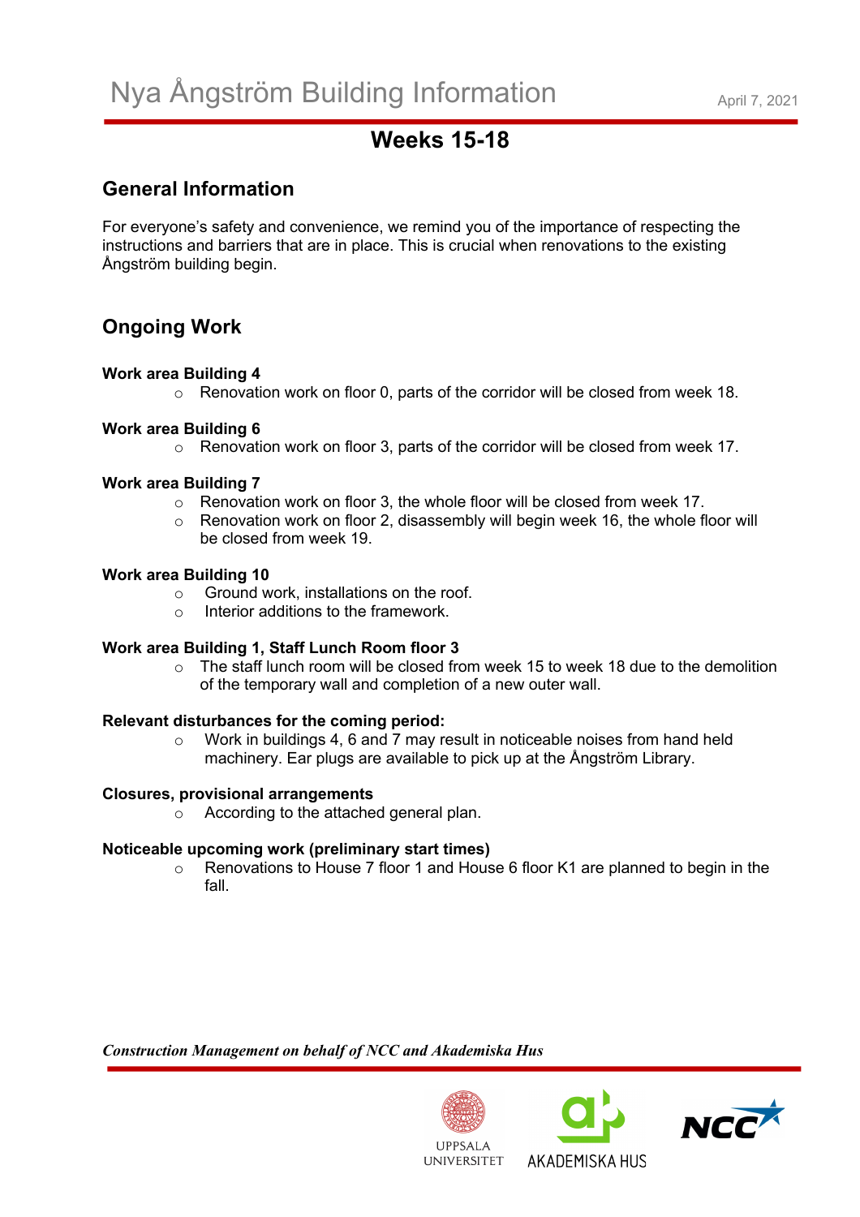# Nya Ångström Building Information

April 7, 2021

## Weeks 15-18

### General Information

For everyone's safety and convenience, we remind you of the importance of respecting the instructions and barriers that are in place. This is crucial when renovations to the existing Ångström building begin.

### Ongoing Work

**Work area Building 4**

- Renovation work on floor 0, parts of the corridor will be closed from week 18.

**Work area Building 6**

- Renovation work on floor 3, parts of the corridor will be closed from week 17.

**Work area Building 7**

- Renovation work on floor 3, the whole floor will be closed from week 17.
- Renovation work on floor 2, disassembly will begin week 16, the whole floor will be closed from week 19.

**Work area Building 10**

- Ground work, installations on the roof.
- Interior additions to the framework.

**Work area Building 1, Staff Lunch Room floor 3**

- The staff lunch room will be closed from week 15 to week 18 due to the demolition of the temporary wall and completion of a new outer wall.

**Relevant disturbances for the coming period:**

- Work in buildings 4, 6 and 7 may result in noticeable noises from hand held machinery. Ear plugs are available to pick up at the Ångström Library.

**Closures, provisional arrangements**

- According to the attached general plan.

**Noticeable upcoming work (preliminary start times)**

- Renovations to House 7 floor 1 and House 6 floor K1 are planned to begin in the fall.

***Construction Management on behalf of NCC and Akademiska Hus***

UPPSALA UNIVERSITET

AKADEMISKA HUS

NCC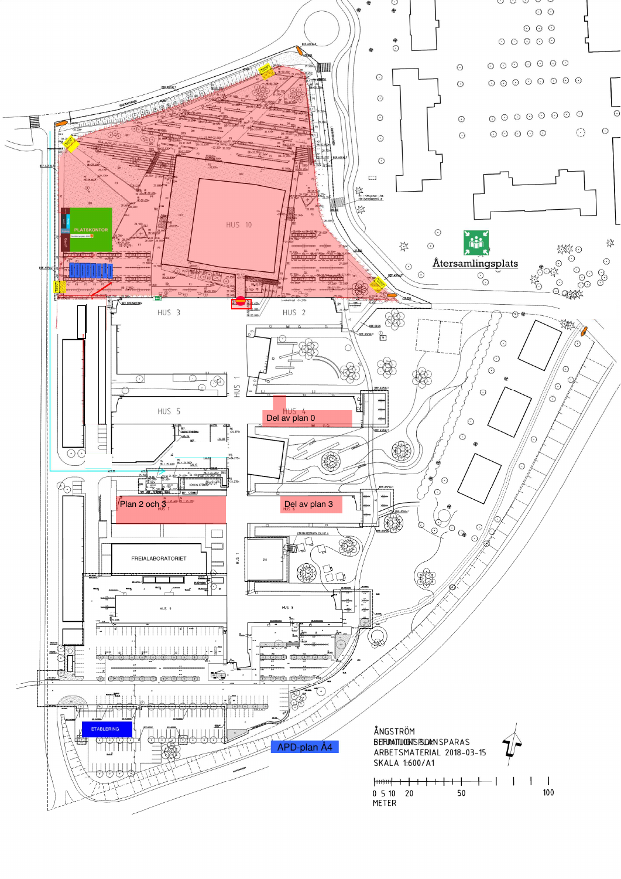PLATSKONTOR

HUS 10

Återsamlingsplats

HUS 3

HUS 2

HUS 1

HUS 5

HUS 4

Del av plan 0

Plan 2 och 3

Del av plan 3

FREIALABORATORIET

HUS 9

HUS 8

ETABLERING

APD-plan A4

ÅNGSTRÖM
BEFINTLIGT SOM SPARAS
ARBETSMATERIAL 2018-03-15
SKALA 1:600/A1

0 5 10 20 50 100
METER